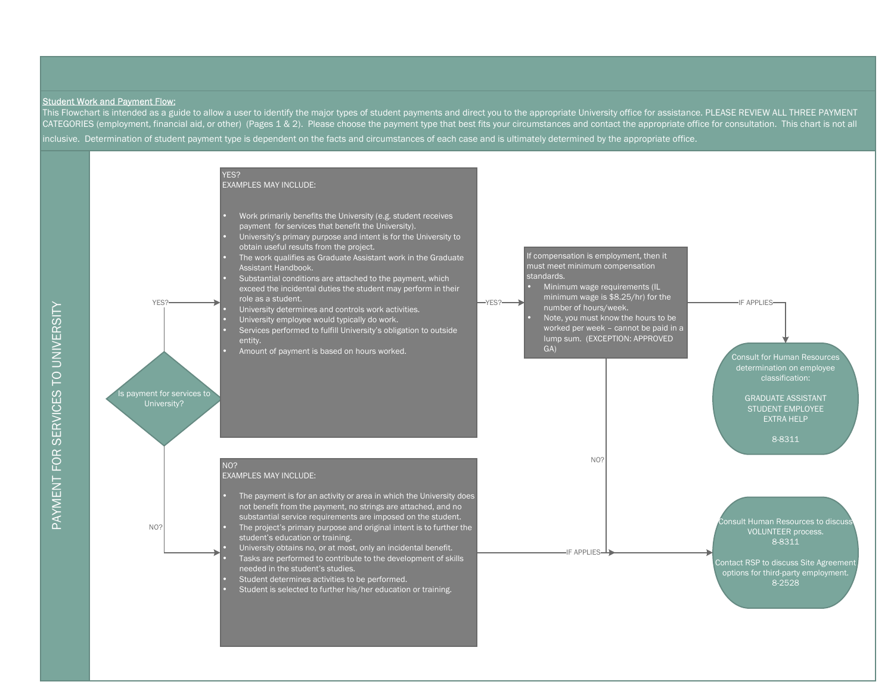**Student Work and Payment Flow:**

This Flowchart is intended as a guide to allow a user to identify the major types of student payments and direct you to the appropriate University office for assistance. PLEASE REVIEW ALL THREE PAYMENT CATEGORIES (employment, financial aid, or other) (Pages 1 & 2). Please choose the payment type that best fits your circumstances and contact the appropriate office for consultation. This chart is not all inclusive. Determination of student payment type is dependent on the facts and circumstances of each case and is ultimately determined by the appropriate office.

## PAYMENT FOR SERVICES TO UNIVERSITY

**Is payment for services to University?**

**YES?**

YES?
EXAMPLES MAY INCLUDE:

- Work primarily benefits the University (e.g. student receives payment for services that benefit the University).
- University's primary purpose and intent is for the University to obtain useful results from the project.
- The work qualifies as Graduate Assistant work in the Graduate Assistant Handbook.
- Substantial conditions are attached to the payment, which exceed the incidental duties the student may perform in their role as a student.
- University determines and controls work activities.
- University employee would typically do work.
- Services performed to fulfill University's obligation to outside entity.
- Amount of payment is based on hours worked.

YES? →

If compensation is employment, then it must meet minimum compensation standards.

- Minimum wage requirements (IL minimum wage is $8.25/hr) for the number of hours/week.
- Note, you must know the hours to be worked per week – cannot be paid in a lump sum. (EXCEPTION: APPROVED GA)

IF APPLIES →

Consult for Human Resources determination on employee classification:

GRADUATE ASSISTANT
STUDENT EMPLOYEE
EXTRA HELP

8-8311

NO? → (to Volunteer / Site Agreement box below)

**NO?**

NO?
EXAMPLES MAY INCLUDE:

- The payment is for an activity or area in which the University does not benefit from the payment, no strings are attached, and no substantial service requirements are imposed on the student.
- The project's primary purpose and original intent is to further the student's education or training.
- University obtains no, or at most, only an incidental benefit.
- Tasks are performed to contribute to the development of skills needed in the student's studies.
- Student determines activities to be performed.
- Student is selected to further his/her education or training.

IF APPLIES →

Consult Human Resources to discuss VOLUNTEER process.
8-8311

Contact RSP to discuss Site Agreement options for third-party employment.
8-2528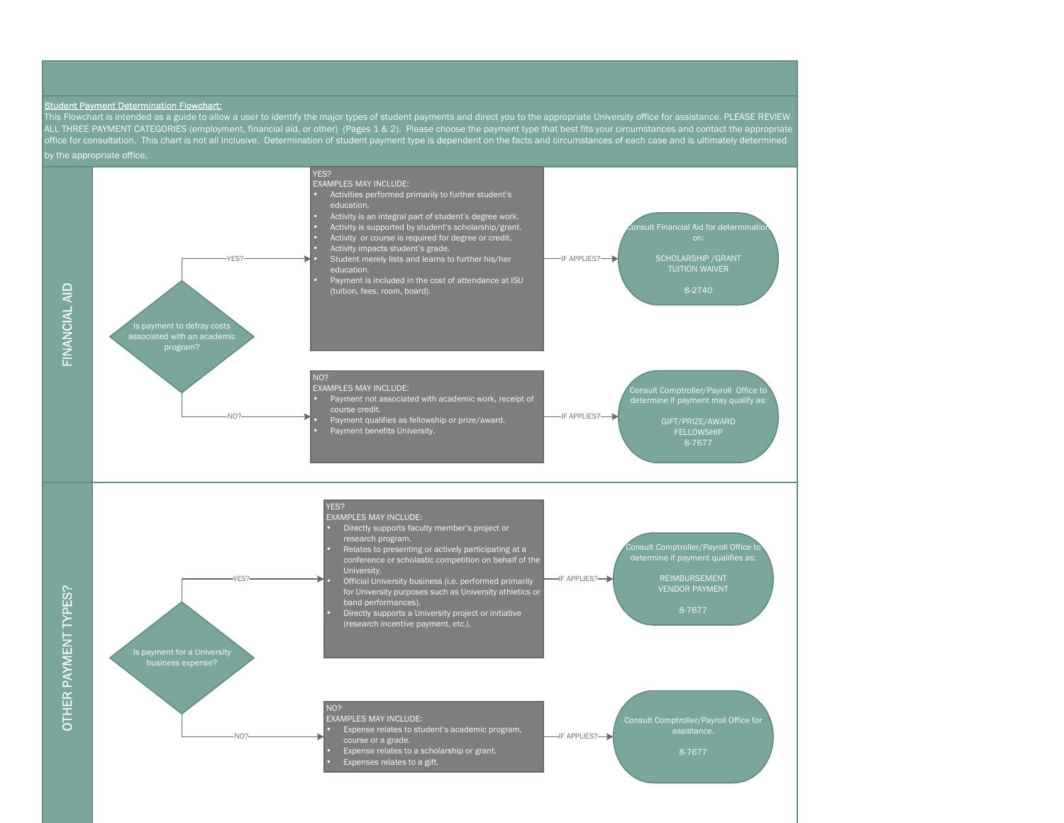**Student Payment Determination Flowchart:**

This Flowchart is intended as a guide to allow a user to identify the major types of student payments and direct you to the appropriate University office for assistance. PLEASE REVIEW ALL THREE PAYMENT CATEGORIES (employment, financial aid, or other) (Pages 1 & 2). Please choose the payment type that best fits your circumstances and contact the appropriate office for consultation. This chart is not all inclusive. Determination of student payment type is dependent on the facts and circumstances of each case and is ultimately determined by the appropriate office.

## FINANCIAL AID

Is payment to defray costs associated with an academic program?

YES?

YES?
EXAMPLES MAY INCLUDE:

- Activities performed primarily to further student's education.
- Activity is an integral part of student's degree work.
- Activity is supported by student's scholarship/grant.
- Activity or course is required for degree or credit.
- Activity impacts student's grade.
- Student merely lists and learns to further his/her education.
- Payment is included in the cost of attendance at ISU (tuition, fees, room, board).

IF APPLIES?

Consult Financial Aid for determination on:

SCHOLARSHIP /GRANT
TUITION WAIVER

8-2740

NO?

NO?
EXAMPLES MAY INCLUDE:

- Payment not associated with academic work, receipt of course credit.
- Payment qualifies as fellowship or prize/award.
- Payment benefits University.

IF APPLIES?

Consult Comptroller/Payroll Office to determine if payment may qualify as:

GIFT/PRIZE/AWARD
FELLOWSHIP
8-7677

## OTHER PAYMENT TYPES?

Is payment for a University business expense?

YES?

YES?
EXAMPLES MAY INCLUDE:

- Directly supports faculty member's project or research program.
- Relates to presenting or actively participating at a conference or scholastic competition on behalf of the University.
- Official University business (i.e. performed primarily for University purposes such as University athletics or band performances).
- Directly supports a University project or initiative (research incentive payment, etc.).

IF APPLIES?

Consult Comptroller/Payroll Office to determine if payment qualifies as:

REIMBURSEMENT
VENDOR PAYMENT

8-7677

NO?

NO?
EXAMPLES MAY INCLUDE:

- Expense relates to student's academic program, course or a grade.
- Expense relates to a scholarship or grant.
- Expenses relates to a gift.

IF APPLIES?

Consult Comptroller/Payroll Office for assistance.

8-7677